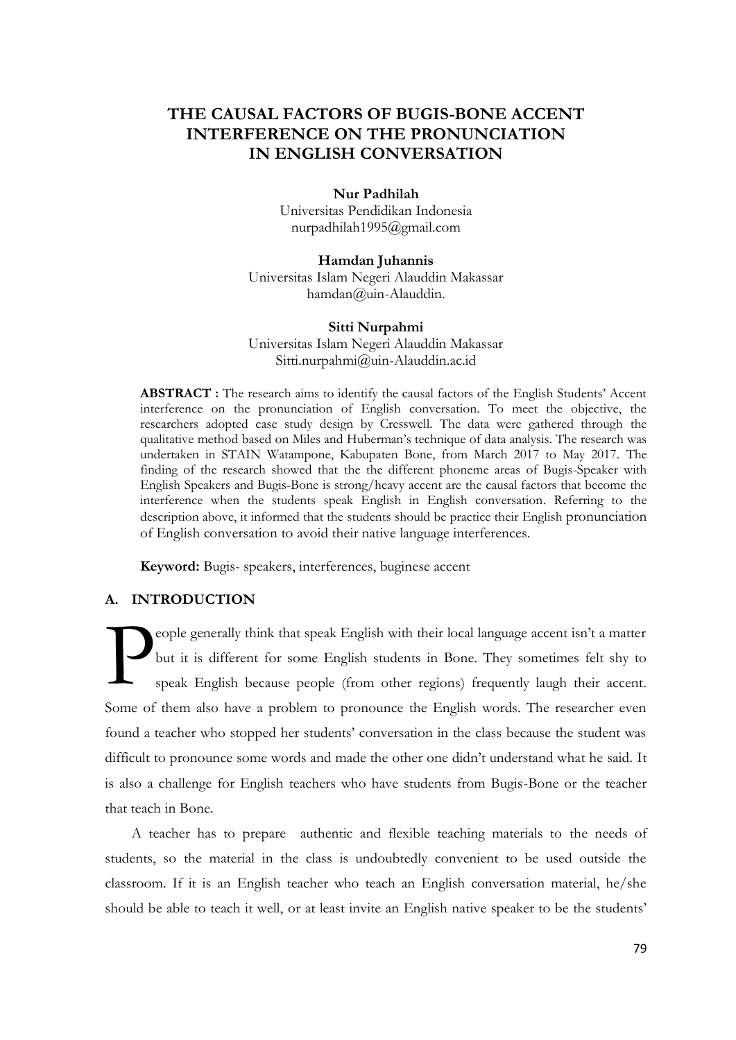# THE CAUSAL FACTORS OF BUGIS-BONE ACCENT INTERFERENCE ON THE PRONUNCIATION IN ENGLISH CONVERSATION

**Nur Padhilah**
Universitas Pendidikan Indonesia
nurpadhilah1995@gmail.com

**Hamdan Juhannis**
Universitas Islam Negeri Alauddin Makassar
hamdan@uin-Alauddin.

**Sitti Nurpahmi**
Universitas Islam Negeri Alauddin Makassar
Sitti.nurpahmi@uin-Alauddin.ac.id

**ABSTRACT :** The research aims to identify the causal factors of the English Students' Accent interference on the pronunciation of English conversation. To meet the objective, the researchers adopted case study design by Cresswell. The data were gathered through the qualitative method based on Miles and Huberman's technique of data analysis. The research was undertaken in STAIN Watampone, Kabupaten Bone, from March 2017 to May 2017. The finding of the research showed that the the different phoneme areas of Bugis-Speaker with English Speakers and Bugis-Bone is strong/heavy accent are the causal factors that become the interference when the students speak English in English conversation. Referring to the description above, it informed that the students should be practice their English pronunciation of English conversation to avoid their native language interferences.

**Keyword:** Bugis- speakers, interferences, buginese accent

## A. INTRODUCTION

People generally think that speak English with their local language accent isn't a matter but it is different for some English students in Bone. They sometimes felt shy to speak English because people (from other regions) frequently laugh their accent. Some of them also have a problem to pronounce the English words. The researcher even found a teacher who stopped her students' conversation in the class because the student was difficult to pronounce some words and made the other one didn't understand what he said. It is also a challenge for English teachers who have students from Bugis-Bone or the teacher that teach in Bone.

A teacher has to prepare authentic and flexible teaching materials to the needs of students, so the material in the class is undoubtedly convenient to be used outside the classroom. If it is an English teacher who teach an English conversation material, he/she should be able to teach it well, or at least invite an English native speaker to be the students'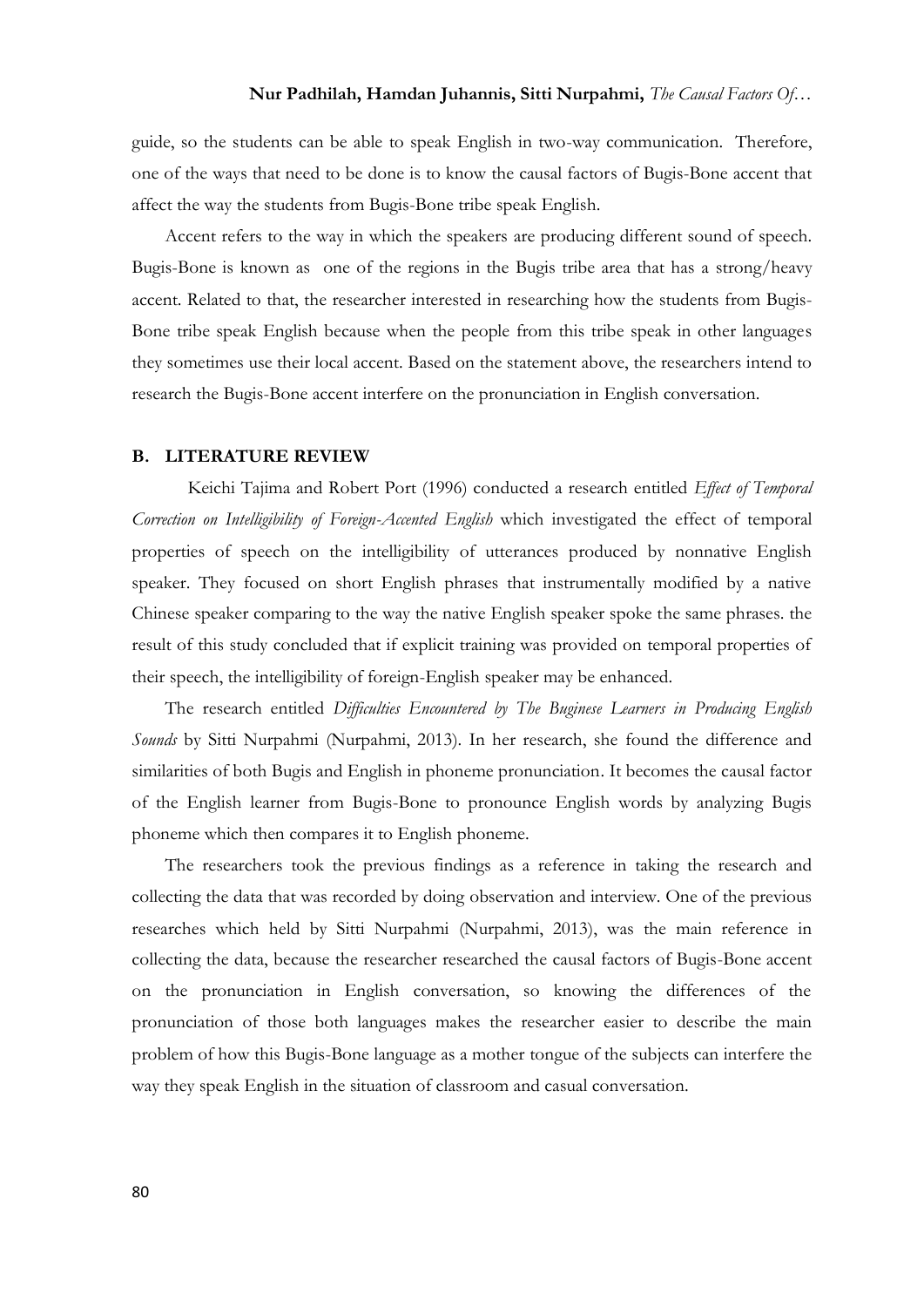guide, so the students can be able to speak English in two-way communication. Therefore, one of the ways that need to be done is to know the causal factors of Bugis-Bone accent that affect the way the students from Bugis-Bone tribe speak English.

Accent refers to the way in which the speakers are producing different sound of speech. Bugis-Bone is known as one of the regions in the Bugis tribe area that has a strong/heavy accent. Related to that, the researcher interested in researching how the students from Bugis-Bone tribe speak English because when the people from this tribe speak in other languages they sometimes use their local accent. Based on the statement above, the researchers intend to research the Bugis-Bone accent interfere on the pronunciation in English conversation.

## B. LITERATURE REVIEW

Keichi Tajima and Robert Port (1996) conducted a research entitled *Effect of Temporal Correction on Intelligibility of Foreign-Accented English* which investigated the effect of temporal properties of speech on the intelligibility of utterances produced by nonnative English speaker. They focused on short English phrases that instrumentally modified by a native Chinese speaker comparing to the way the native English speaker spoke the same phrases. the result of this study concluded that if explicit training was provided on temporal properties of their speech, the intelligibility of foreign-English speaker may be enhanced.

The research entitled *Difficulties Encountered by The Buginese Learners in Producing English Sounds* by Sitti Nurpahmi (Nurpahmi, 2013). In her research, she found the difference and similarities of both Bugis and English in phoneme pronunciation. It becomes the causal factor of the English learner from Bugis-Bone to pronounce English words by analyzing Bugis phoneme which then compares it to English phoneme.

The researchers took the previous findings as a reference in taking the research and collecting the data that was recorded by doing observation and interview. One of the previous researches which held by Sitti Nurpahmi (Nurpahmi, 2013), was the main reference in collecting the data, because the researcher researched the causal factors of Bugis-Bone accent on the pronunciation in English conversation, so knowing the differences of the pronunciation of those both languages makes the researcher easier to describe the main problem of how this Bugis-Bone language as a mother tongue of the subjects can interfere the way they speak English in the situation of classroom and casual conversation.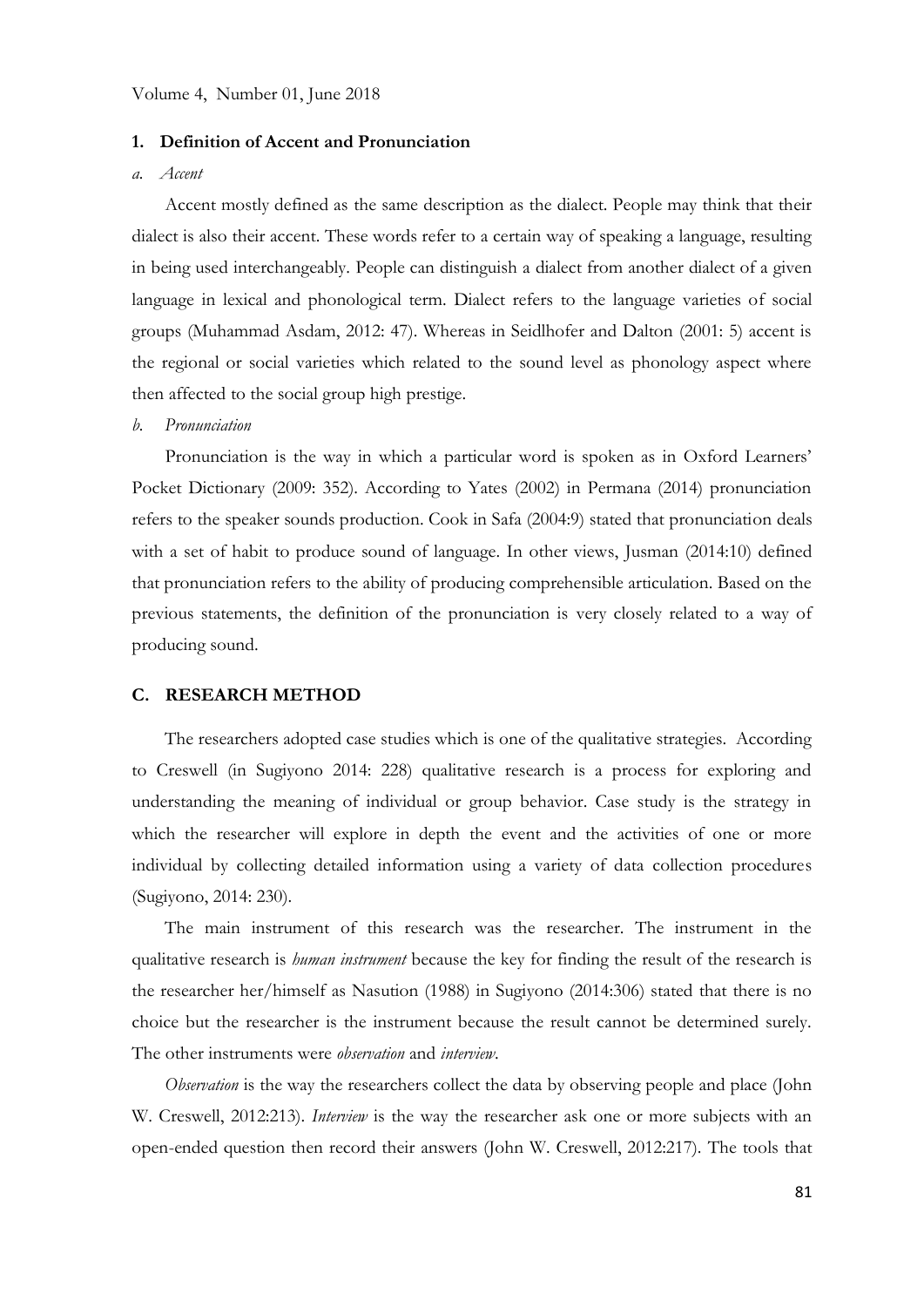### 1. Definition of Accent and Pronunciation

#### *a. Accent*

Accent mostly defined as the same description as the dialect. People may think that their dialect is also their accent. These words refer to a certain way of speaking a language, resulting in being used interchangeably. People can distinguish a dialect from another dialect of a given language in lexical and phonological term. Dialect refers to the language varieties of social groups (Muhammad Asdam, 2012: 47). Whereas in Seidlhofer and Dalton (2001: 5) accent is the regional or social varieties which related to the sound level as phonology aspect where then affected to the social group high prestige.

#### *b. Pronunciation*

Pronunciation is the way in which a particular word is spoken as in Oxford Learners' Pocket Dictionary (2009: 352). According to Yates (2002) in Permana (2014) pronunciation refers to the speaker sounds production. Cook in Safa (2004:9) stated that pronunciation deals with a set of habit to produce sound of language. In other views, Jusman (2014:10) defined that pronunciation refers to the ability of producing comprehensible articulation. Based on the previous statements, the definition of the pronunciation is very closely related to a way of producing sound.

## C. RESEARCH METHOD

The researchers adopted case studies which is one of the qualitative strategies. According to Creswell (in Sugiyono 2014: 228) qualitative research is a process for exploring and understanding the meaning of individual or group behavior. Case study is the strategy in which the researcher will explore in depth the event and the activities of one or more individual by collecting detailed information using a variety of data collection procedures (Sugiyono, 2014: 230).

The main instrument of this research was the researcher. The instrument in the qualitative research is *human instrument* because the key for finding the result of the research is the researcher her/himself as Nasution (1988) in Sugiyono (2014:306) stated that there is no choice but the researcher is the instrument because the result cannot be determined surely. The other instruments were *observation* and *interview*.

*Observation* is the way the researchers collect the data by observing people and place (John W. Creswell, 2012:213). *Interview* is the way the researcher ask one or more subjects with an open-ended question then record their answers (John W. Creswell, 2012:217). The tools that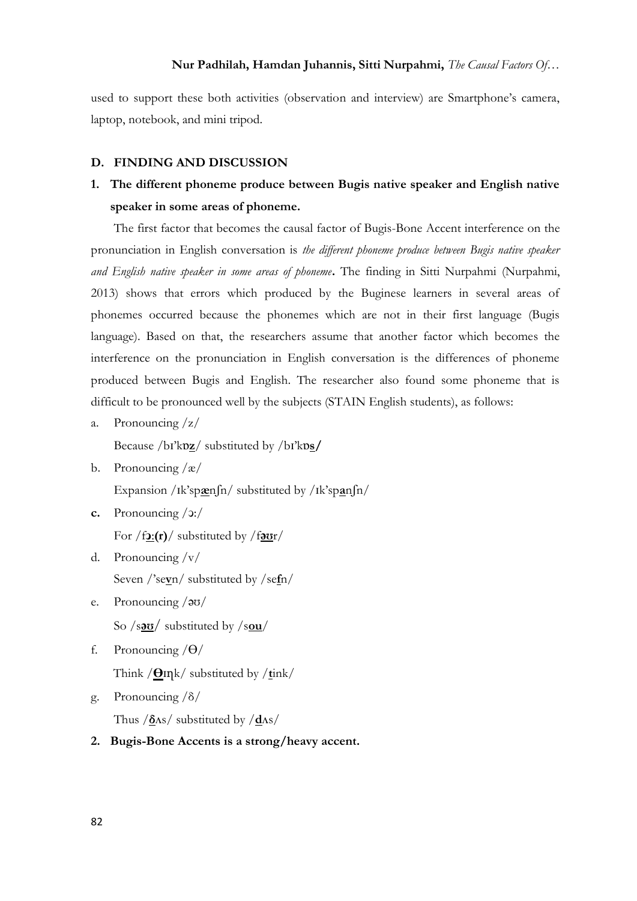used to support these both activities (observation and interview) are Smartphone's camera, laptop, notebook, and mini tripod.

## D. FINDING AND DISCUSSION

### 1. The different phoneme produce between Bugis native speaker and English native speaker in some areas of phoneme.

The first factor that becomes the causal factor of Bugis-Bone Accent interference on the pronunciation in English conversation is *the different phoneme produce between Bugis native speaker and English native speaker in some areas of phoneme*. The finding in Sitti Nurpahmi (Nurpahmi, 2013) shows that errors which produced by the Buginese learners in several areas of phonemes occurred because the phonemes which are not in their first language (Bugis language). Based on that, the researchers assume that another factor which becomes the interference on the pronunciation in English conversation is the differences of phoneme produced between Bugis and English. The researcher also found some phoneme that is difficult to be pronounced well by the subjects (STAIN English students), as follows:

a. Pronouncing /z/

   Because /bɪ'kɒ**z**/ substituted by /bɪ'kɒ**s/**

b. Pronouncing /æ/

   Expansion /ɪk'sp**æ**nʃn/ substituted by /ɪk'sp**a**nʃn/

c. Pronouncing /ɔ:/

   For /f**ɔ:(r)**/ substituted by /f**əʊ**r/

d. Pronouncing /v/

   Seven /'se**v**n/ substituted by /se**f**n/

e. Pronouncing /əʊ/

   So /s**əʊ**/ substituted by /s**ou**/

f. Pronouncing /Ө/

   Think /**Ө**ɪɳk/ substituted by /**t**ink/

g. Pronouncing /δ/

   Thus /**δ**ʌs/ substituted by /**d**ʌs/

### 2. Bugis-Bone Accents is a strong/heavy accent.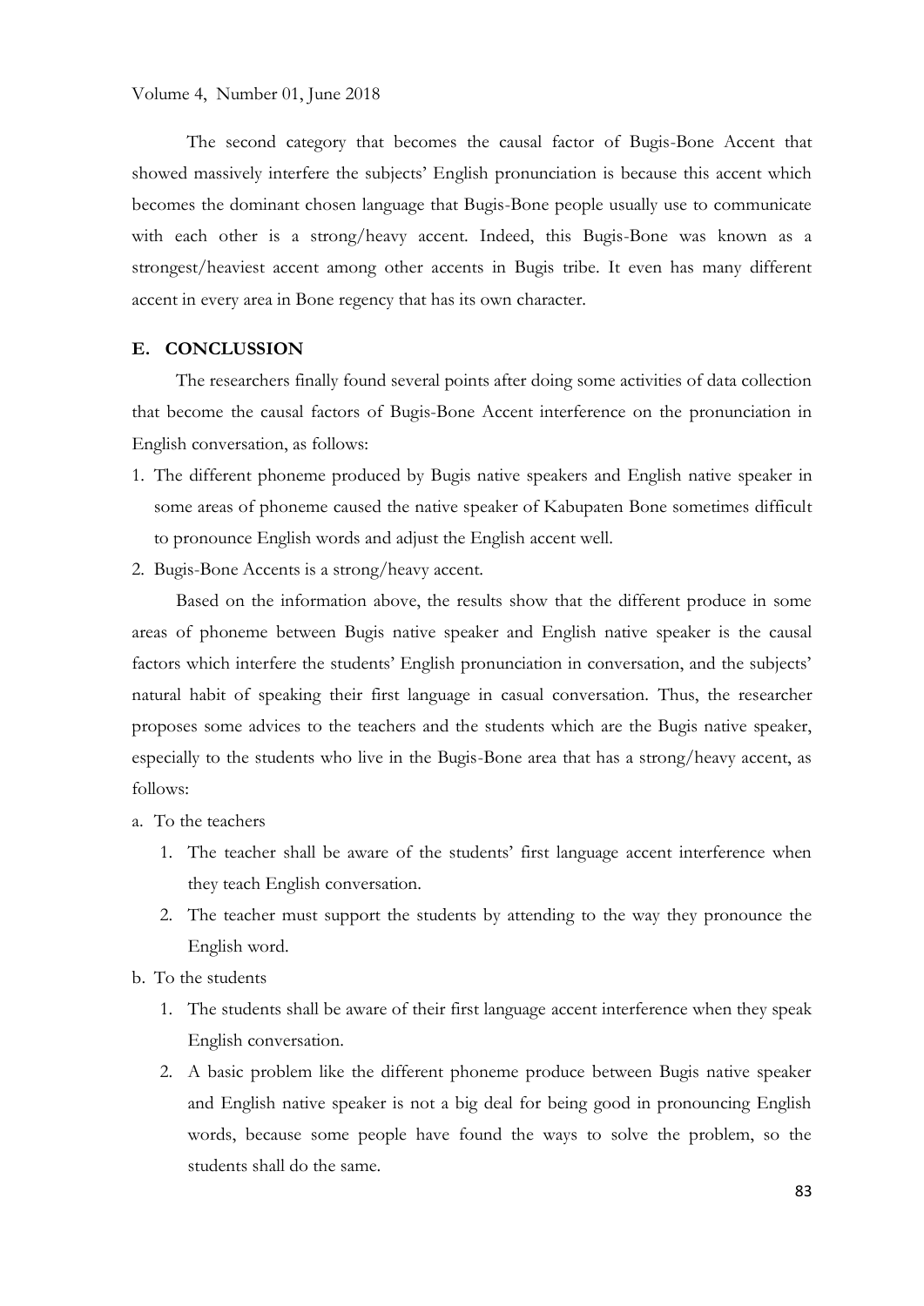The second category that becomes the causal factor of Bugis-Bone Accent that showed massively interfere the subjects' English pronunciation is because this accent which becomes the dominant chosen language that Bugis-Bone people usually use to communicate with each other is a strong/heavy accent. Indeed, this Bugis-Bone was known as a strongest/heaviest accent among other accents in Bugis tribe. It even has many different accent in every area in Bone regency that has its own character.

## E. CONCLUSSION

The researchers finally found several points after doing some activities of data collection that become the causal factors of Bugis-Bone Accent interference on the pronunciation in English conversation, as follows:

1. The different phoneme produced by Bugis native speakers and English native speaker in some areas of phoneme caused the native speaker of Kabupaten Bone sometimes difficult to pronounce English words and adjust the English accent well.
2. Bugis-Bone Accents is a strong/heavy accent.

Based on the information above, the results show that the different produce in some areas of phoneme between Bugis native speaker and English native speaker is the causal factors which interfere the students' English pronunciation in conversation, and the subjects' natural habit of speaking their first language in casual conversation. Thus, the researcher proposes some advices to the teachers and the students which are the Bugis native speaker, especially to the students who live in the Bugis-Bone area that has a strong/heavy accent, as follows:

a. To the teachers
   1. The teacher shall be aware of the students' first language accent interference when they teach English conversation.
   2. The teacher must support the students by attending to the way they pronounce the English word.

b. To the students
   1. The students shall be aware of their first language accent interference when they speak English conversation.
   2. A basic problem like the different phoneme produce between Bugis native speaker and English native speaker is not a big deal for being good in pronouncing English words, because some people have found the ways to solve the problem, so the students shall do the same.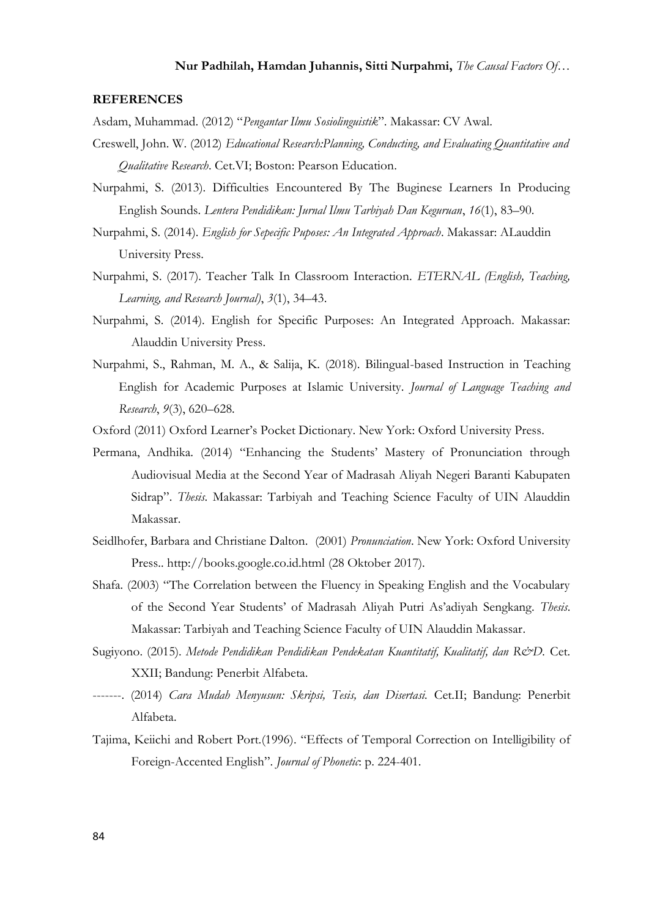## REFERENCES

Asdam, Muhammad. (2012) "*Pengantar Ilmu Sosiolinguistik*". Makassar: CV Awal.

Creswell, John. W. (2012) *Educational Research:Planning, Conducting, and Evaluating Quantitative and Qualitative Research*. Cet.VI; Boston: Pearson Education.

Nurpahmi, S. (2013). Difficulties Encountered By The Buginese Learners In Producing English Sounds. *Lentera Pendidikan: Jurnal Ilmu Tarbiyah Dan Keguruan*, *16*(1), 83–90.

Nurpahmi, S. (2014). *English for Sepecific Puposes: An Integrated Approach*. Makassar: ALauddin University Press.

Nurpahmi, S. (2017). Teacher Talk In Classroom Interaction. *ETERNAL (English, Teaching, Learning, and Research Journal)*, *3*(1), 34–43.

Nurpahmi, S. (2014). English for Specific Purposes: An Integrated Approach. Makassar: Alauddin University Press.

Nurpahmi, S., Rahman, M. A., & Salija, K. (2018). Bilingual-based Instruction in Teaching English for Academic Purposes at Islamic University. *Journal of Language Teaching and Research*, *9*(3), 620–628.

Oxford (2011) Oxford Learner's Pocket Dictionary. New York: Oxford University Press.

Permana, Andhika. (2014) "Enhancing the Students' Mastery of Pronunciation through Audiovisual Media at the Second Year of Madrasah Aliyah Negeri Baranti Kabupaten Sidrap". *Thesis*. Makassar: Tarbiyah and Teaching Science Faculty of UIN Alauddin Makassar.

Seidlhofer, Barbara and Christiane Dalton. (2001) *Pronunciation*. New York: Oxford University Press.. http://books.google.co.id.html (28 Oktober 2017).

Shafa. (2003) "The Correlation between the Fluency in Speaking English and the Vocabulary of the Second Year Students' of Madrasah Aliyah Putri As'adiyah Sengkang. *Thesis*. Makassar: Tarbiyah and Teaching Science Faculty of UIN Alauddin Makassar.

Sugiyono. (2015). *Metode Pendidikan Pendidikan Pendekatan Kuantitatif, Kualitatif, dan R&D*. Cet. XXII; Bandung: Penerbit Alfabeta.

-------. (2014) *Cara Mudah Menyusun: Skripsi, Tesis, dan Disertasi*. Cet.II; Bandung: Penerbit Alfabeta.

Tajima, Keiichi and Robert Port.(1996). "Effects of Temporal Correction on Intelligibility of Foreign-Accented English". *Journal of Phonetic*: p. 224-401.